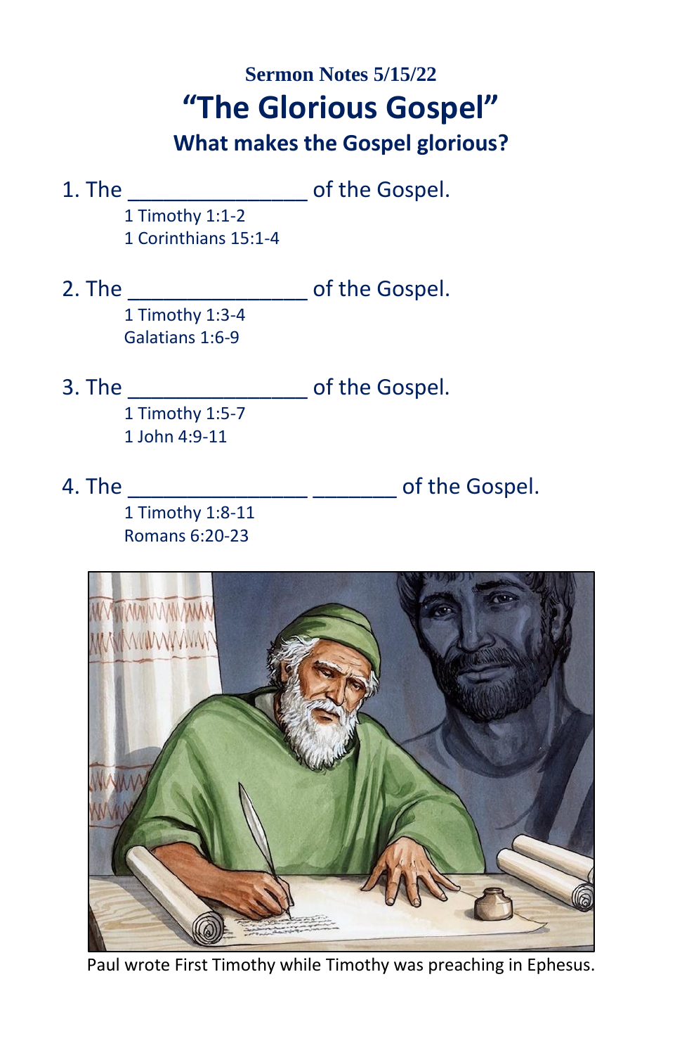### Sermon Notes 5/15/22

# "The Glorious Gospel"

## What makes the Gospel glorious?

1. The _______________ of the Gospel.
   - 1 Timothy 1:1-2
   - 1 Corinthians 15:1-4

2. The _______________ of the Gospel.
   - 1 Timothy 1:3-4
   - Galatians 1:6-9

3. The _______________ of the Gospel.
   - 1 Timothy 1:5-7
   - 1 John 4:9-11

4. The _______________ _______ of the Gospel.
   - 1 Timothy 1:8-11
   - Romans 6:20-23

Paul wrote First Timothy while Timothy was preaching in Ephesus.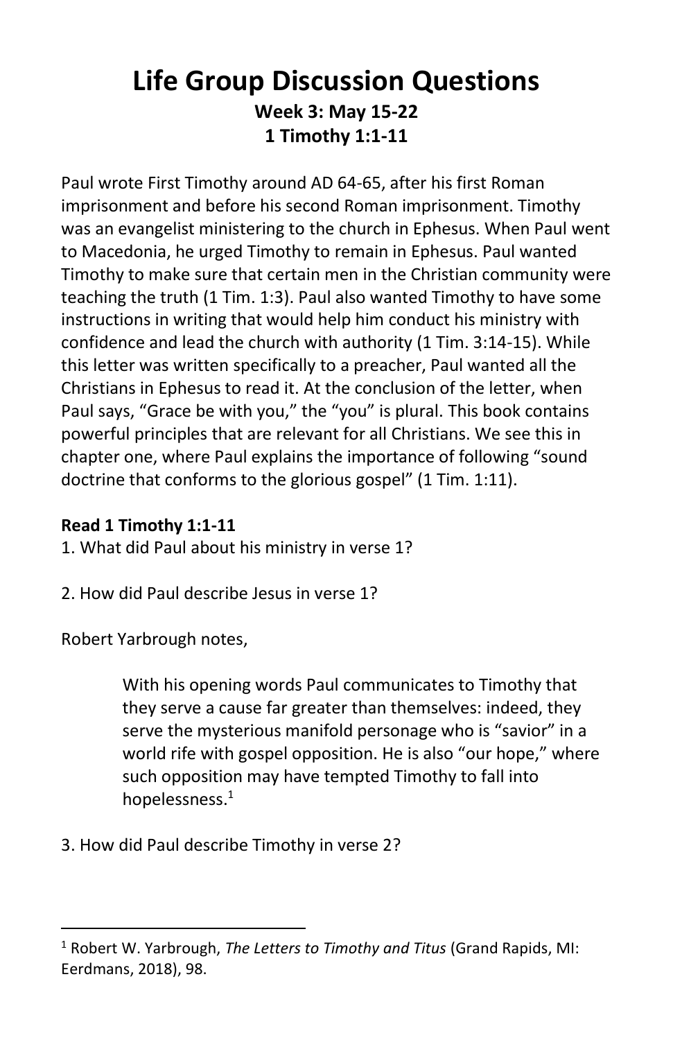# Life Group Discussion Questions

### Week 3: May 15-22
### 1 Timothy 1:1-11

Paul wrote First Timothy around AD 64-65, after his first Roman imprisonment and before his second Roman imprisonment. Timothy was an evangelist ministering to the church in Ephesus. When Paul went to Macedonia, he urged Timothy to remain in Ephesus. Paul wanted Timothy to make sure that certain men in the Christian community were teaching the truth (1 Tim. 1:3). Paul also wanted Timothy to have some instructions in writing that would help him conduct his ministry with confidence and lead the church with authority (1 Tim. 3:14-15). While this letter was written specifically to a preacher, Paul wanted all the Christians in Ephesus to read it. At the conclusion of the letter, when Paul says, "Grace be with you," the "you" is plural. This book contains powerful principles that are relevant for all Christians. We see this in chapter one, where Paul explains the importance of following "sound doctrine that conforms to the glorious gospel" (1 Tim. 1:11).

**Read 1 Timothy 1:1-11**

1. What did Paul about his ministry in verse 1?

2. How did Paul describe Jesus in verse 1?

Robert Yarbrough notes,

> With his opening words Paul communicates to Timothy that they serve a cause far greater than themselves: indeed, they serve the mysterious manifold personage who is "savior" in a world rife with gospel opposition. He is also "our hope," where such opposition may have tempted Timothy to fall into hopelessness.[1]

3. How did Paul describe Timothy in verse 2?

---

[1] Robert W. Yarbrough, *The Letters to Timothy and Titus* (Grand Rapids, MI: Eerdmans, 2018), 98.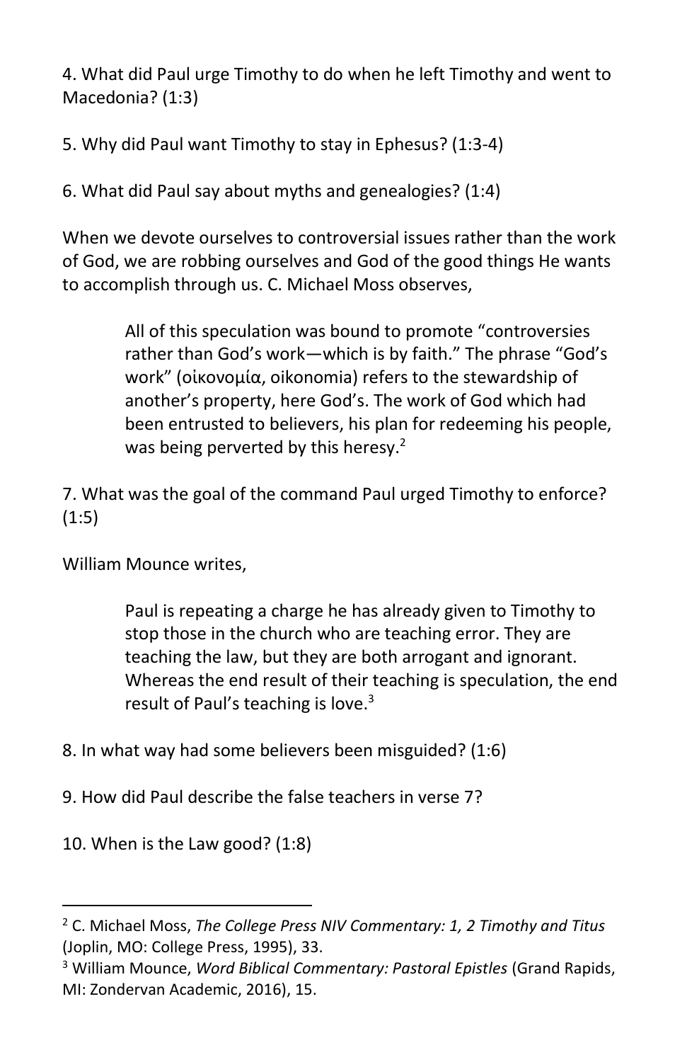4. What did Paul urge Timothy to do when he left Timothy and went to Macedonia? (1:3)

5. Why did Paul want Timothy to stay in Ephesus? (1:3-4)

6. What did Paul say about myths and genealogies? (1:4)

When we devote ourselves to controversial issues rather than the work of God, we are robbing ourselves and God of the good things He wants to accomplish through us. C. Michael Moss observes,

> All of this speculation was bound to promote "controversies rather than God's work—which is by faith." The phrase "God's work" (οἰκονομία, oikonomia) refers to the stewardship of another's property, here God's. The work of God which had been entrusted to believers, his plan for redeeming his people, was being perverted by this heresy.[2]

7. What was the goal of the command Paul urged Timothy to enforce? (1:5)

William Mounce writes,

> Paul is repeating a charge he has already given to Timothy to stop those in the church who are teaching error. They are teaching the law, but they are both arrogant and ignorant. Whereas the end result of their teaching is speculation, the end result of Paul's teaching is love.[3]

8. In what way had some believers been misguided? (1:6)

9. How did Paul describe the false teachers in verse 7?

10. When is the Law good? (1:8)

---

[2] C. Michael Moss, *The College Press NIV Commentary: 1, 2 Timothy and Titus* (Joplin, MO: College Press, 1995), 33.

[3] William Mounce, *Word Biblical Commentary: Pastoral Epistles* (Grand Rapids, MI: Zondervan Academic, 2016), 15.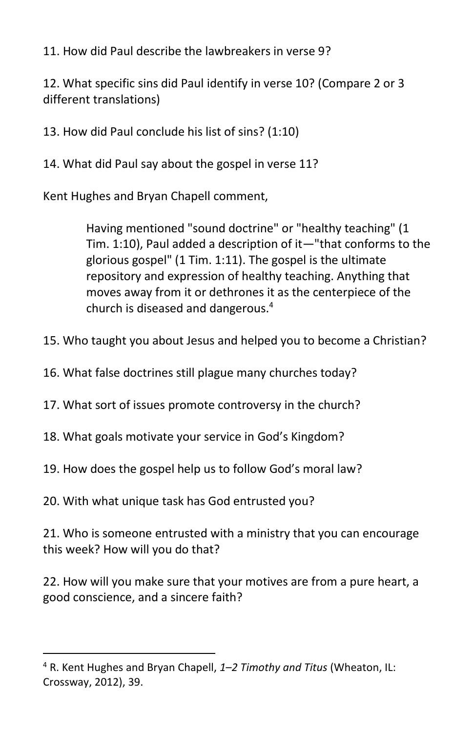11. How did Paul describe the lawbreakers in verse 9?

12. What specific sins did Paul identify in verse 10? (Compare 2 or 3 different translations)

13. How did Paul conclude his list of sins? (1:10)

14. What did Paul say about the gospel in verse 11?

Kent Hughes and Bryan Chapell comment,

> Having mentioned "sound doctrine" or "healthy teaching" (1 Tim. 1:10), Paul added a description of it—"that conforms to the glorious gospel" (1 Tim. 1:11). The gospel is the ultimate repository and expression of healthy teaching. Anything that moves away from it or dethrones it as the centerpiece of the church is diseased and dangerous.[4]

15. Who taught you about Jesus and helped you to become a Christian?

16. What false doctrines still plague many churches today?

17. What sort of issues promote controversy in the church?

18. What goals motivate your service in God's Kingdom?

19. How does the gospel help us to follow God's moral law?

20. With what unique task has God entrusted you?

21. Who is someone entrusted with a ministry that you can encourage this week? How will you do that?

22. How will you make sure that your motives are from a pure heart, a good conscience, and a sincere faith?

---

[4] R. Kent Hughes and Bryan Chapell, *1–2 Timothy and Titus* (Wheaton, IL: Crossway, 2012), 39.